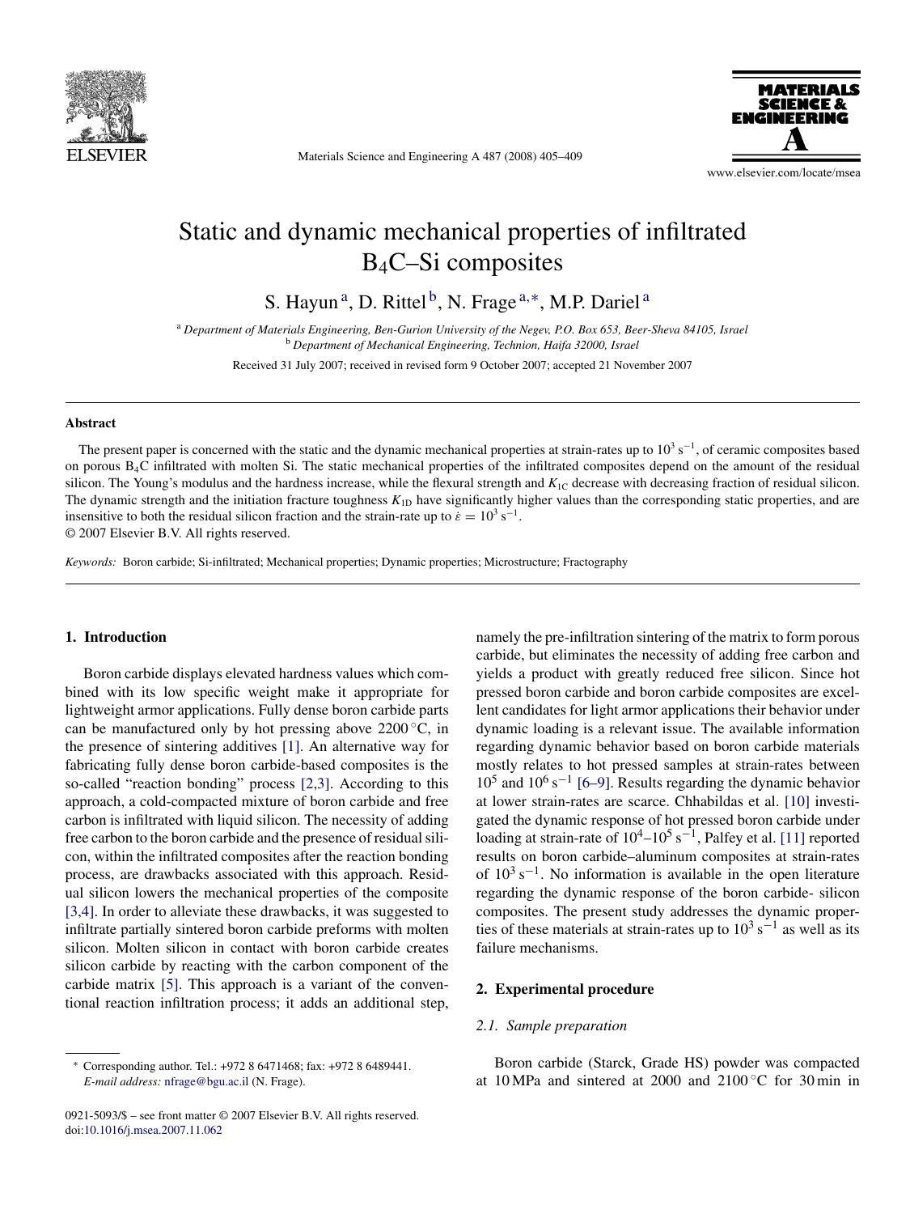# Static and dynamic mechanical properties of infiltrated $B_4C$–Si composites

S. Hayun [a], D. Rittel [b], N. Frage [a,*], M.P. Dariel [a]

[a] *Department of Materials Engineering, Ben-Gurion University of the Negev, P.O. Box 653, Beer-Sheva 84105, Israel*
[b] *Department of Mechanical Engineering, Technion, Haifa 32000, Israel*

Received 31 July 2007; received in revised form 9 October 2007; accepted 21 November 2007

## Abstract

The present paper is concerned with the static and the dynamic mechanical properties at strain-rates up to $10^3\ s^{-1}$, of ceramic composites based on porous $B_4C$ infiltrated with molten Si. The static mechanical properties of the infiltrated composites depend on the amount of the residual silicon. The Young's modulus and the hardness increase, while the flexural strength and $K_{1C}$ decrease with decreasing fraction of residual silicon. The dynamic strength and the initiation fracture toughness $K_{1D}$ have significantly higher values than the corresponding static properties, and are insensitive to both the residual silicon fraction and the strain-rate up to $\dot{\varepsilon} = 10^3\ s^{-1}$.

© 2007 Elsevier B.V. All rights reserved.

*Keywords:* Boron carbide; Si-infiltrated; Mechanical properties; Dynamic properties; Microstructure; Fractography

## 1. Introduction

Boron carbide displays elevated hardness values which combined with its low specific weight make it appropriate for lightweight armor applications. Fully dense boron carbide parts can be manufactured only by hot pressing above 2200 °C, in the presence of sintering additives [1]. An alternative way for fabricating fully dense boron carbide-based composites is the so-called "reaction bonding" process [2,3]. According to this approach, a cold-compacted mixture of boron carbide and free carbon is infiltrated with liquid silicon. The necessity of adding free carbon to the boron carbide and the presence of residual silicon, within the infiltrated composites after the reaction bonding process, are drawbacks associated with this approach. Residual silicon lowers the mechanical properties of the composite [3,4]. In order to alleviate these drawbacks, it was suggested to infiltrate partially sintered boron carbide preforms with molten silicon. Molten silicon in contact with boron carbide creates silicon carbide by reacting with the carbon component of the carbide matrix [5]. This approach is a variant of the conventional reaction infiltration process; it adds an additional step, namely the pre-infiltration sintering of the matrix to form porous carbide, but eliminates the necessity of adding free carbon and yields a product with greatly reduced free silicon. Since hot pressed boron carbide and boron carbide composites are excellent candidates for light armor applications their behavior under dynamic loading is a relevant issue. The available information regarding dynamic behavior based on boron carbide materials mostly relates to hot pressed samples at strain-rates between $10^5$ and $10^6\ s^{-1}$ [6–9]. Results regarding the dynamic behavior at lower strain-rates are scarce. Chhabildas et al. [10] investigated the dynamic response of hot pressed boron carbide under loading at strain-rate of $10^4$–$10^5\ s^{-1}$, Palfey et al. [11] reported results on boron carbide–aluminum composites at strain-rates of $10^3\ s^{-1}$. No information is available in the open literature regarding the dynamic response of the boron carbide- silicon composites. The present study addresses the dynamic properties of these materials at strain-rates up to $10^3\ s^{-1}$ as well as its failure mechanisms.

## 2. Experimental procedure

### 2.1. Sample preparation

Boron carbide (Starck, Grade HS) powder was compacted at 10 MPa and sintered at 2000 and 2100 °C for 30 min in

\* Corresponding author. Tel.: +972 8 6471468; fax: +972 8 6489441.
*E-mail address:* nfrage@bgu.ac.il (N. Frage).

0921-5093/$ – see front matter © 2007 Elsevier B.V. All rights reserved.
doi:10.1016/j.msea.2007.11.062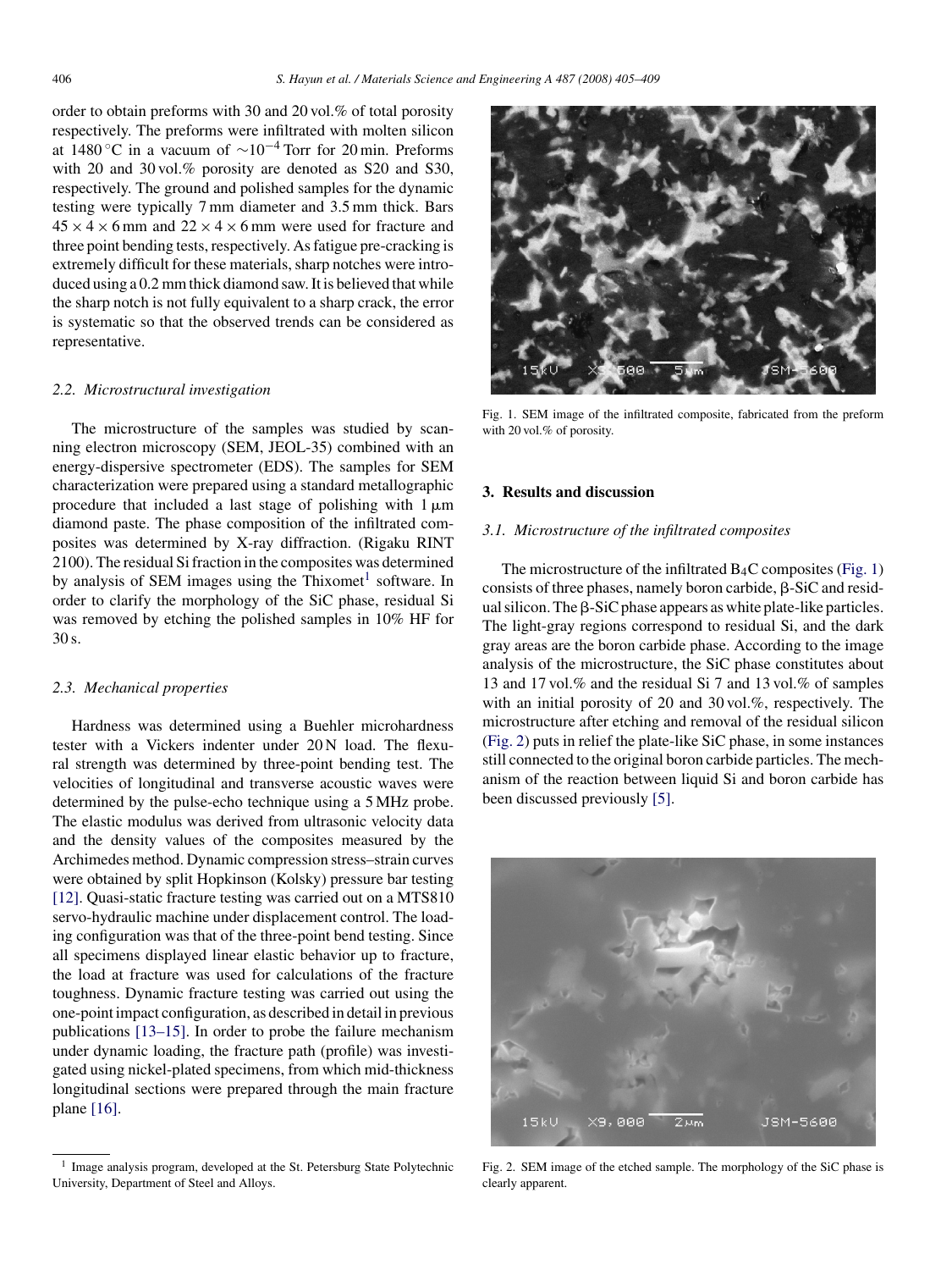order to obtain preforms with 30 and 20 vol.% of total porosity respectively. The preforms were infiltrated with molten silicon at 1480 °C in a vacuum of $\sim 10^{-4}$ Torr for 20 min. Preforms with 20 and 30 vol.% porosity are denoted as S20 and S30, respectively. The ground and polished samples for the dynamic testing were typically 7 mm diameter and 3.5 mm thick. Bars $45 \times 4 \times 6$ mm and $22 \times 4 \times 6$ mm were used for fracture and three point bending tests, respectively. As fatigue pre-cracking is extremely difficult for these materials, sharp notches were introduced using a 0.2 mm thick diamond saw. It is believed that while the sharp notch is not fully equivalent to a sharp crack, the error is systematic so that the observed trends can be considered as representative.

### 2.2. Microstructural investigation

The microstructure of the samples was studied by scanning electron microscopy (SEM, JEOL-35) combined with an energy-dispersive spectrometer (EDS). The samples for SEM characterization were prepared using a standard metallographic procedure that included a last stage of polishing with 1 μm diamond paste. The phase composition of the infiltrated composites was determined by X-ray diffraction. (Rigaku RINT 2100). The residual Si fraction in the composites was determined by analysis of SEM images using the Thixomet[1] software. In order to clarify the morphology of the SiC phase, residual Si was removed by etching the polished samples in 10% HF for 30 s.

### 2.3. Mechanical properties

Hardness was determined using a Buehler microhardness tester with a Vickers indenter under 20 N load. The flexural strength was determined by three-point bending test. The velocities of longitudinal and transverse acoustic waves were determined by the pulse-echo technique using a 5 MHz probe. The elastic modulus was derived from ultrasonic velocity data and the density values of the composites measured by the Archimedes method. Dynamic compression stress–strain curves were obtained by split Hopkinson (Kolsky) pressure bar testing [12]. Quasi-static fracture testing was carried out on a MTS810 servo-hydraulic machine under displacement control. The loading configuration was that of the three-point bend testing. Since all specimens displayed linear elastic behavior up to fracture, the load at fracture was used for calculations of the fracture toughness. Dynamic fracture testing was carried out using the one-point impact configuration, as described in detail in previous publications [13–15]. In order to probe the failure mechanism under dynamic loading, the fracture path (profile) was investigated using nickel-plated specimens, from which mid-thickness longitudinal sections were prepared through the main fracture plane [16].

[1] Image analysis program, developed at the St. Petersburg State Polytechnic University, Department of Steel and Alloys.

Fig. 1. SEM image of the infiltrated composite, fabricated from the preform with 20 vol.% of porosity.

## 3. Results and discussion

### 3.1. Microstructure of the infiltrated composites

The microstructure of the infiltrated $B_4C$ composites (Fig. 1) consists of three phases, namely boron carbide, β-SiC and residual silicon. The β-SiC phase appears as white plate-like particles. The light-gray regions correspond to residual Si, and the dark gray areas are the boron carbide phase. According to the image analysis of the microstructure, the SiC phase constitutes about 13 and 17 vol.% and the residual Si 7 and 13 vol.% of samples with an initial porosity of 20 and 30 vol.%, respectively. The microstructure after etching and removal of the residual silicon (Fig. 2) puts in relief the plate-like SiC phase, in some instances still connected to the original boron carbide particles. The mechanism of the reaction between liquid Si and boron carbide has been discussed previously [5].

Fig. 2. SEM image of the etched sample. The morphology of the SiC phase is clearly apparent.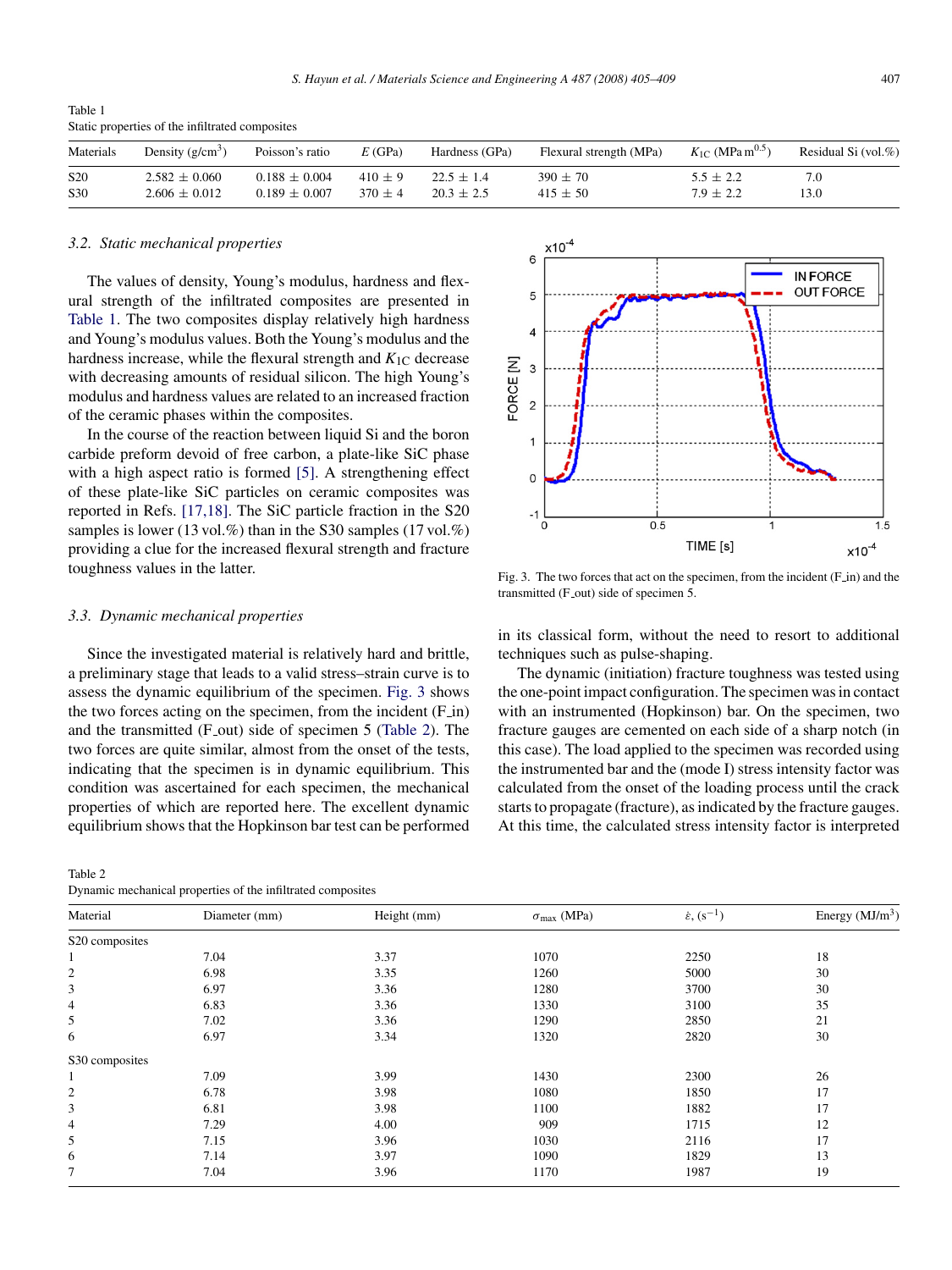Table 1
Static properties of the infiltrated composites

| Materials | Density (g/cm$^3$) | Poisson's ratio | $E$ (GPa) | Hardness (GPa) | Flexural strength (MPa) | $K_{1C}$ (MPa m$^{0.5}$) | Residual Si (vol.%) |
|---|---|---|---|---|---|---|---|
| S20 | 2.582 ± 0.060 | 0.188 ± 0.004 | 410 ± 9 | 22.5 ± 1.4 | 390 ± 70 | 5.5 ± 2.2 | 7.0 |
| S30 | 2.606 ± 0.012 | 0.189 ± 0.007 | 370 ± 4 | 20.3 ± 2.5 | 415 ± 50 | 7.9 ± 2.2 | 13.0 |

### 3.2. Static mechanical properties

The values of density, Young's modulus, hardness and flexural strength of the infiltrated composites are presented in Table 1. The two composites display relatively high hardness and Young's modulus values. Both the Young's modulus and the hardness increase, while the flexural strength and $K_{1C}$ decrease with decreasing amounts of residual silicon. The high Young's modulus and hardness values are related to an increased fraction of the ceramic phases within the composites.

In the course of the reaction between liquid Si and the boron carbide preform devoid of free carbon, a plate-like SiC phase with a high aspect ratio is formed [5]. A strengthening effect of these plate-like SiC particles on ceramic composites was reported in Refs. [17,18]. The SiC particle fraction in the S20 samples is lower (13 vol.%) than in the S30 samples (17 vol.%) providing a clue for the increased flexural strength and fracture toughness values in the latter.

### 3.3. Dynamic mechanical properties

Since the investigated material is relatively hard and brittle, a preliminary stage that leads to a valid stress–strain curve is to assess the dynamic equilibrium of the specimen. Fig. 3 shows the two forces acting on the specimen, from the incident (F_in) and the transmitted (F_out) side of specimen 5 (Table 2). The two forces are quite similar, almost from the onset of the tests, indicating that the specimen is in dynamic equilibrium. This condition was ascertained for each specimen, the mechanical properties of which are reported here. The excellent dynamic equilibrium shows that the Hopkinson bar test can be performed in its classical form, without the need to resort to additional techniques such as pulse-shaping.

Fig. 3. The two forces that act on the specimen, from the incident (F_in) and the transmitted (F_out) side of specimen 5.

The dynamic (initiation) fracture toughness was tested using the one-point impact configuration. The specimen was in contact with an instrumented (Hopkinson) bar. On the specimen, two fracture gauges are cemented on each side of a sharp notch (in this case). The load applied to the specimen was recorded using the instrumented bar and the (mode I) stress intensity factor was calculated from the onset of the loading process until the crack starts to propagate (fracture), as indicated by the fracture gauges. At this time, the calculated stress intensity factor is interpreted

Table 2
Dynamic mechanical properties of the infiltrated composites

| Material | Diameter (mm) | Height (mm) | $\sigma_{max}$ (MPa) | $\dot{\varepsilon}$, (s$^{-1}$) | Energy (MJ/m$^3$) |
|---|---|---|---|---|---|
| S20 composites | | | | | |
| 1 | 7.04 | 3.37 | 1070 | 2250 | 18 |
| 2 | 6.98 | 3.35 | 1260 | 5000 | 30 |
| 3 | 6.97 | 3.36 | 1280 | 3700 | 30 |
| 4 | 6.83 | 3.36 | 1330 | 3100 | 35 |
| 5 | 7.02 | 3.36 | 1290 | 2850 | 21 |
| 6 | 6.97 | 3.34 | 1320 | 2820 | 30 |
| S30 composites | | | | | |
| 1 | 7.09 | 3.99 | 1430 | 2300 | 26 |
| 2 | 6.78 | 3.98 | 1080 | 1850 | 17 |
| 3 | 6.81 | 3.98 | 1100 | 1882 | 17 |
| 4 | 7.29 | 4.00 | 909 | 1715 | 12 |
| 5 | 7.15 | 3.96 | 1030 | 2116 | 17 |
| 6 | 7.14 | 3.97 | 1090 | 1829 | 13 |
| 7 | 7.04 | 3.96 | 1170 | 1987 | 19 |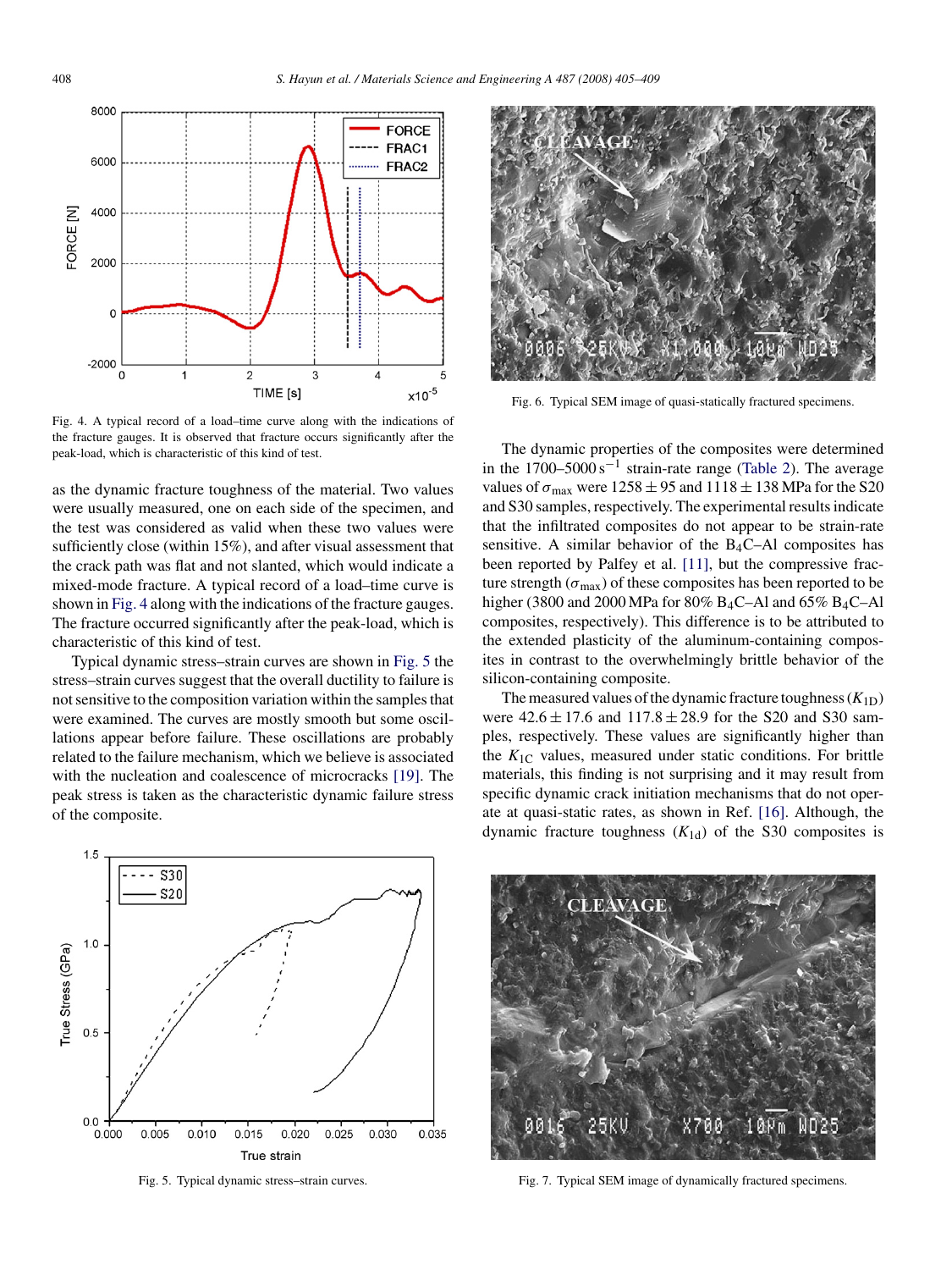Fig. 4. A typical record of a load–time curve along with the indications of the fracture gauges. It is observed that fracture occurs significantly after the peak-load, which is characteristic of this kind of test.

as the dynamic fracture toughness of the material. Two values were usually measured, one on each side of the specimen, and the test was considered as valid when these two values were sufficiently close (within 15%), and after visual assessment that the crack path was flat and not slanted, which would indicate a mixed-mode fracture. A typical record of a load–time curve is shown in Fig. 4 along with the indications of the fracture gauges. The fracture occurred significantly after the peak-load, which is characteristic of this kind of test.

Typical dynamic stress–strain curves are shown in Fig. 5 the stress–strain curves suggest that the overall ductility to failure is not sensitive to the composition variation within the samples that were examined. The curves are mostly smooth but some oscillations appear before failure. These oscillations are probably related to the failure mechanism, which we believe is associated with the nucleation and coalescence of microcracks [19]. The peak stress is taken as the characteristic dynamic failure stress of the composite.

Fig. 5. Typical dynamic stress–strain curves.

Fig. 6. Typical SEM image of quasi-statically fractured specimens.

The dynamic properties of the composites were determined in the 1700–5000 $s^{-1}$ strain-rate range (Table 2). The average values of $\sigma_{max}$ were $1258 \pm 95$ and $1118 \pm 138$ MPa for the S20 and S30 samples, respectively. The experimental results indicate that the infiltrated composites do not appear to be strain-rate sensitive. A similar behavior of the $B_4C$–Al composites has been reported by Palfey et al. [11], but the compressive fracture strength ($\sigma_{max}$) of these composites has been reported to be higher (3800 and 2000 MPa for 80% $B_4C$–Al and 65% $B_4C$–Al composites, respectively). This difference is to be attributed to the extended plasticity of the aluminum-containing composites in contrast to the overwhelmingly brittle behavior of the silicon-containing composite.

The measured values of the dynamic fracture toughness ($K_{1D}$) were $42.6 \pm 17.6$ and $117.8 \pm 28.9$ for the S20 and S30 samples, respectively. These values are significantly higher than the $K_{1C}$ values, measured under static conditions. For brittle materials, this finding is not surprising and it may result from specific dynamic crack initiation mechanisms that do not operate at quasi-static rates, as shown in Ref. [16]. Although, the dynamic fracture toughness ($K_{1d}$) of the S30 composites is

Fig. 7. Typical SEM image of dynamically fractured specimens.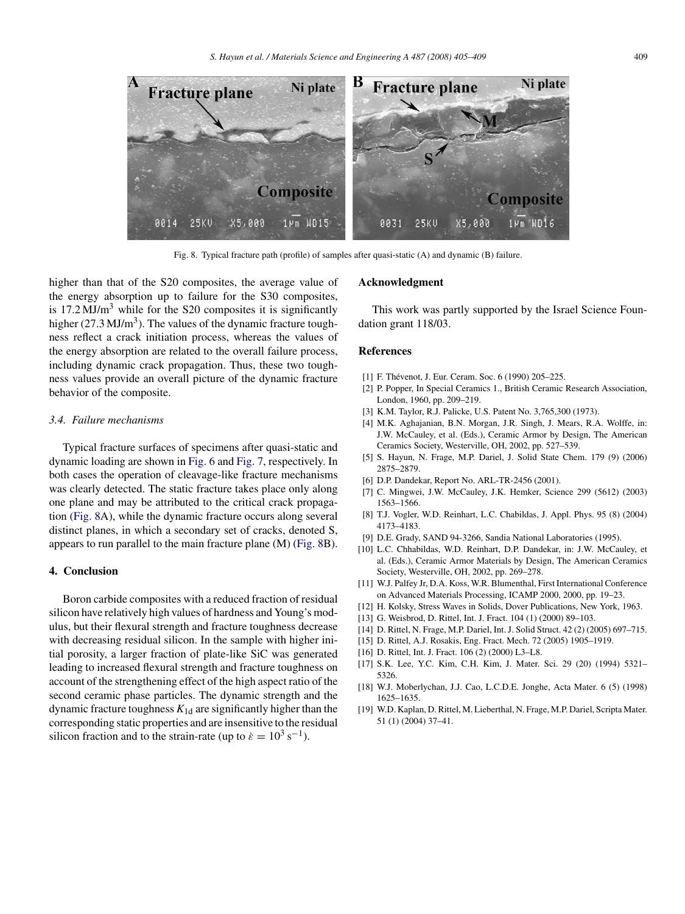A
Fracture plane
Ni plate
Composite
0014 25KV X5,000 1μm WD15

B
Fracture plane
Ni plate
M
S
Composite
0031 25KV X5,000 1μm WD16

Fig. 8. Typical fracture path (profile) of samples after quasi-static (A) and dynamic (B) failure.

higher than that of the S20 composites, the average value of the energy absorption up to failure for the S30 composites, is 17.2 MJ/m$^3$ while for the S20 composites it is significantly higher (27.3 MJ/m$^3$). The values of the dynamic fracture toughness reflect a crack initiation process, whereas the values of the energy absorption are related to the overall failure process, including dynamic crack propagation. Thus, these two toughness values provide an overall picture of the dynamic fracture behavior of the composite.

### 3.4. Failure mechanisms

Typical fracture surfaces of specimens after quasi-static and dynamic loading are shown in Fig. 6 and Fig. 7, respectively. In both cases the operation of cleavage-like fracture mechanisms was clearly detected. The static fracture takes place only along one plane and may be attributed to the critical crack propagation (Fig. 8A), while the dynamic fracture occurs along several distinct planes, in which a secondary set of cracks, denoted S, appears to run parallel to the main fracture plane (M) (Fig. 8B).

## 4. Conclusion

Boron carbide composites with a reduced fraction of residual silicon have relatively high values of hardness and Young's modulus, but their flexural strength and fracture toughness decrease with decreasing residual silicon. In the sample with higher initial porosity, a larger fraction of plate-like SiC was generated leading to increased flexural strength and fracture toughness on account of the strengthening effect of the high aspect ratio of the second ceramic phase particles. The dynamic strength and the dynamic fracture toughness $K_{1d}$ are significantly higher than the corresponding static properties and are insensitive to the residual silicon fraction and to the strain-rate (up to $\dot{\varepsilon} = 10^3\ \mathrm{s}^{-1}$).

## Acknowledgment

This work was partly supported by the Israel Science Foundation grant 118/03.

## References

[1] F. Thévenot, J. Eur. Ceram. Soc. 6 (1990) 205–225.
[2] P. Popper, In Special Ceramics 1., British Ceramic Research Association, London, 1960, pp. 209–219.
[3] K.M. Taylor, R.J. Palicke, U.S. Patent No. 3,765,300 (1973).
[4] M.K. Aghajanian, B.N. Morgan, J.R. Singh, J. Mears, R.A. Wolffe, in: J.W. McCauley, et al. (Eds.), Ceramic Armor by Design, The American Ceramics Society, Westerville, OH, 2002, pp. 527–539.
[5] S. Hayun, N. Frage, M.P. Dariel, J. Solid State Chem. 179 (9) (2006) 2875–2879.
[6] D.P. Dandekar, Report No. ARL-TR-2456 (2001).
[7] C. Mingwei, J.W. McCauley, J.K. Hemker, Science 299 (5612) (2003) 1563–1566.
[8] T.J. Vogler, W.D. Reinhart, L.C. Chabildas, J. Appl. Phys. 95 (8) (2004) 4173–4183.
[9] D.E. Grady, SAND 94-3266, Sandia National Laboratories (1995).
[10] L.C. Chhabildas, W.D. Reinhart, D.P. Dandekar, in: J.W. McCauley, et al. (Eds.), Ceramic Armor Materials by Design, The American Ceramics Society, Westerville, OH, 2002, pp. 269–278.
[11] W.J. Palfey Jr, D.A. Koss, W.R. Blumenthal, First International Conference on Advanced Materials Processing, ICAMP 2000, 2000, pp. 19–23.
[12] H. Kolsky, Stress Waves in Solids, Dover Publications, New York, 1963.
[13] G. Weisbrod, D. Rittel, Int. J. Fract. 104 (1) (2000) 89–103.
[14] D. Rittel, N. Frage, M.P. Dariel, Int. J. Solid Struct. 42 (2) (2005) 697–715.
[15] D. Rittel, A.J. Rosakis, Eng. Fract. Mech. 72 (2005) 1905–1919.
[16] D. Rittel, Int. J. Fract. 106 (2) (2000) L3–L8.
[17] S.K. Lee, Y.C. Kim, C.H. Kim, J. Mater. Sci. 29 (20) (1994) 5321–5326.
[18] W.J. Moberlychan, J.J. Cao, L.C.D.E. Jonghe, Acta Mater. 6 (5) (1998) 1625–1635.
[19] W.D. Kaplan, D. Rittel, M. Lieberthal, N. Frage, M.P. Dariel, Scripta Mater. 51 (1) (2004) 37–41.